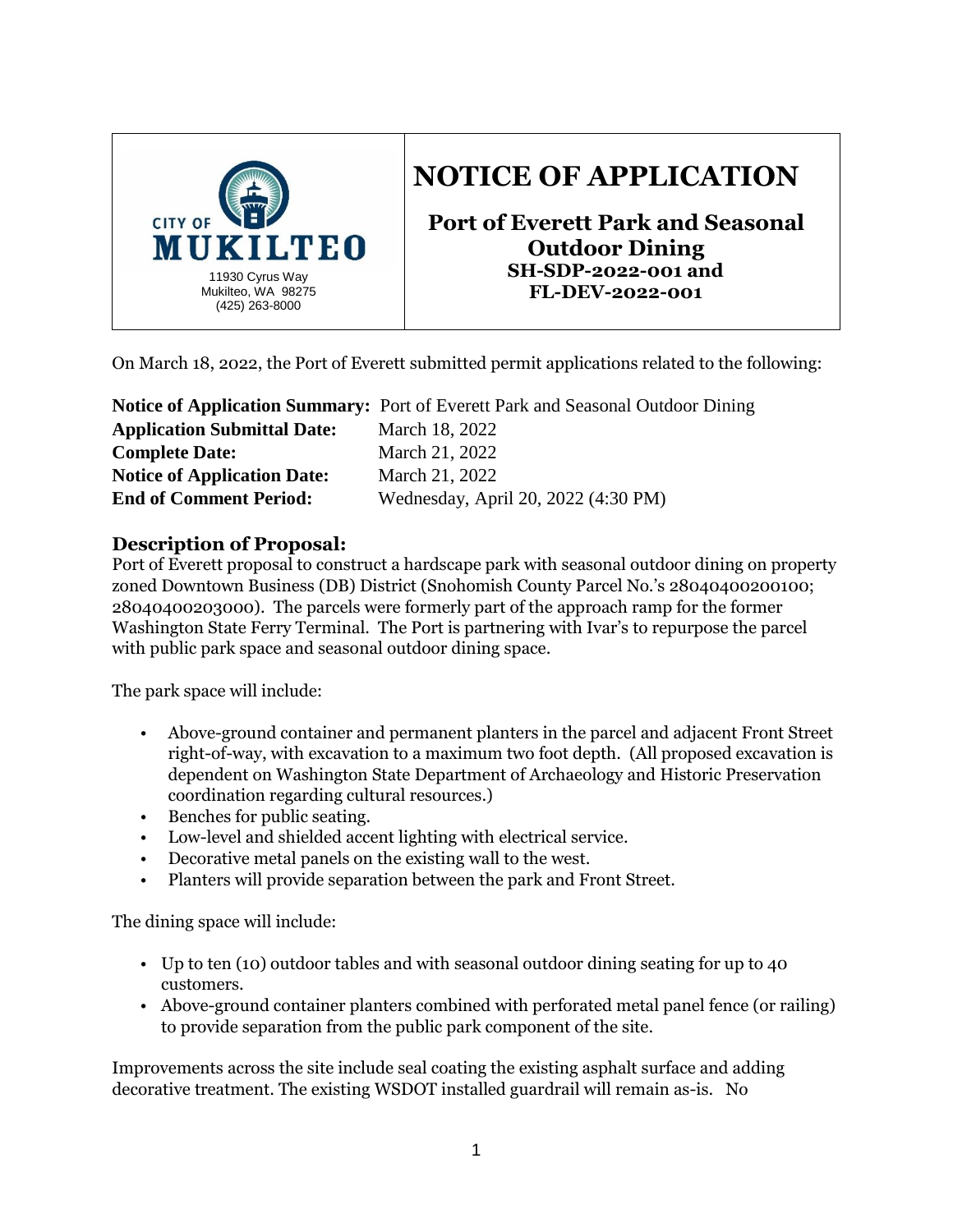CITY OF MUKILTEO
11930 Cyrus Way
Mukilteo, WA 98275
(425) 263-8000

# NOTICE OF APPLICATION

## Port of Everett Park and Seasonal Outdoor Dining
### SH-SDP-2022-001 and FL-DEV-2022-001

On March 18, 2022, the Port of Everett submitted permit applications related to the following:

**Notice of Application Summary:** Port of Everett Park and Seasonal Outdoor Dining
**Application Submittal Date:** March 18, 2022
**Complete Date:** March 21, 2022
**Notice of Application Date:** March 21, 2022
**End of Comment Period:** Wednesday, April 20, 2022 (4:30 PM)

## Description of Proposal:

Port of Everett proposal to construct a hardscape park with seasonal outdoor dining on property zoned Downtown Business (DB) District (Snohomish County Parcel No.'s 28040400200100; 28040400203000). The parcels were formerly part of the approach ramp for the former Washington State Ferry Terminal. The Port is partnering with Ivar's to repurpose the parcel with public park space and seasonal outdoor dining space.

The park space will include:

- Above-ground container and permanent planters in the parcel and adjacent Front Street right-of-way, with excavation to a maximum two foot depth. (All proposed excavation is dependent on Washington State Department of Archaeology and Historic Preservation coordination regarding cultural resources.)
- Benches for public seating.
- Low-level and shielded accent lighting with electrical service.
- Decorative metal panels on the existing wall to the west.
- Planters will provide separation between the park and Front Street.

The dining space will include:

- Up to ten (10) outdoor tables and with seasonal outdoor dining seating for up to 40 customers.
- Above-ground container planters combined with perforated metal panel fence (or railing) to provide separation from the public park component of the site.

Improvements across the site include seal coating the existing asphalt surface and adding decorative treatment. The existing WSDOT installed guardrail will remain as-is. No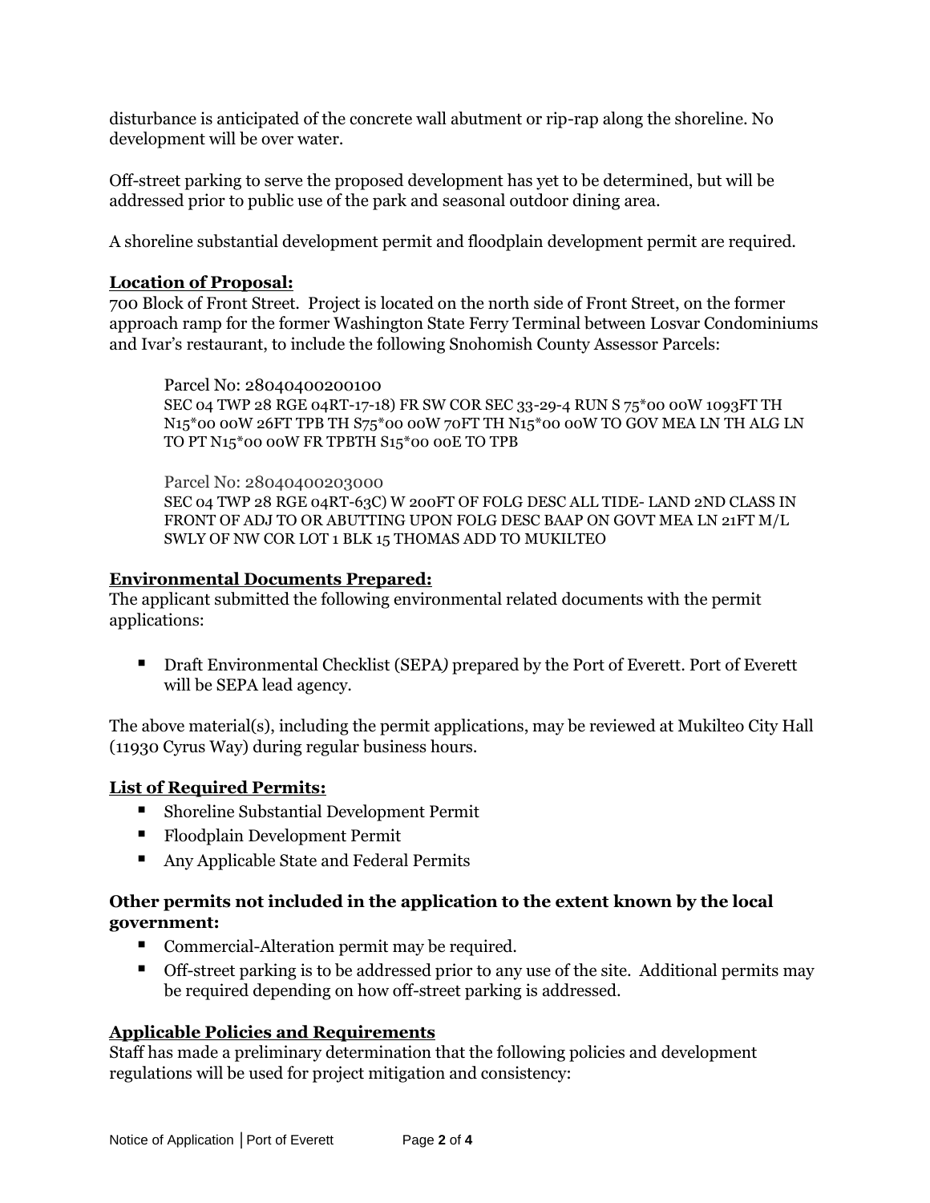disturbance is anticipated of the concrete wall abutment or rip-rap along the shoreline. No development will be over water.

Off-street parking to serve the proposed development has yet to be determined, but will be addressed prior to public use of the park and seasonal outdoor dining area.

A shoreline substantial development permit and floodplain development permit are required.

**Location of Proposal:**
700 Block of Front Street. Project is located on the north side of Front Street, on the former approach ramp for the former Washington State Ferry Terminal between Losvar Condominiums and Ivar's restaurant, to include the following Snohomish County Assessor Parcels:

Parcel No: 28040400200100
SEC 04 TWP 28 RGE 04RT-17-18) FR SW COR SEC 33-29-4 RUN S 75*00 00W 1093FT TH N15*00 00W 26FT TPB TH S75*00 00W 70FT TH N15*00 00W TO GOV MEA LN TH ALG LN TO PT N15*00 00W FR TPBTH S15*00 00E TO TPB

Parcel No: 28040400203000
SEC 04 TWP 28 RGE 04RT-63C) W 200FT OF FOLG DESC ALL TIDE- LAND 2ND CLASS IN FRONT OF ADJ TO OR ABUTTING UPON FOLG DESC BAAP ON GOVT MEA LN 21FT M/L SWLY OF NW COR LOT 1 BLK 15 THOMAS ADD TO MUKILTEO

**Environmental Documents Prepared:**
The applicant submitted the following environmental related documents with the permit applications:

- Draft Environmental Checklist (SEPA*)* prepared by the Port of Everett. Port of Everett will be SEPA lead agency.

The above material(s), including the permit applications, may be reviewed at Mukilteo City Hall (11930 Cyrus Way) during regular business hours.

**List of Required Permits:**

- Shoreline Substantial Development Permit
- Floodplain Development Permit
- Any Applicable State and Federal Permits

**Other permits not included in the application to the extent known by the local government:**

- Commercial-Alteration permit may be required.
- Off-street parking is to be addressed prior to any use of the site. Additional permits may be required depending on how off-street parking is addressed.

**Applicable Policies and Requirements**
Staff has made a preliminary determination that the following policies and development regulations will be used for project mitigation and consistency: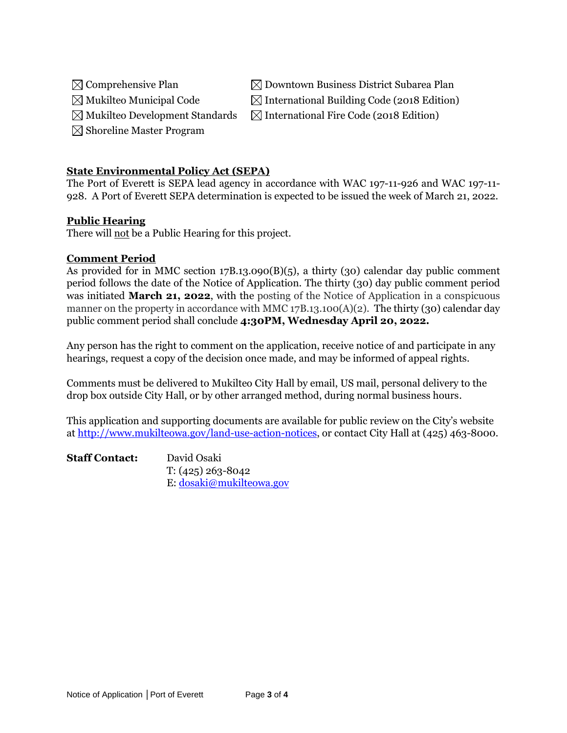- ☒ Comprehensive Plan
- ☒ Mukilteo Municipal Code
- ☒ Mukilteo Development Standards
- ☒ Shoreline Master Program
- ☒ Downtown Business District Subarea Plan
- ☒ International Building Code (2018 Edition)
- ☒ International Fire Code (2018 Edition)

**State Environmental Policy Act (SEPA)**

The Port of Everett is SEPA lead agency in accordance with WAC 197-11-926 and WAC 197-11-928. A Port of Everett SEPA determination is expected to be issued the week of March 21, 2022.

**Public Hearing**

There will not be a Public Hearing for this project.

**Comment Period**

As provided for in MMC section 17B.13.090(B)(5), a thirty (30) calendar day public comment period follows the date of the Notice of Application. The thirty (30) day public comment period was initiated **March 21, 2022**, with the posting of the Notice of Application in a conspicuous manner on the property in accordance with MMC 17B.13.100(A)(2). The thirty (30) calendar day public comment period shall conclude **4:30PM, Wednesday April 20, 2022.**

Any person has the right to comment on the application, receive notice of and participate in any hearings, request a copy of the decision once made, and may be informed of appeal rights.

Comments must be delivered to Mukilteo City Hall by email, US mail, personal delivery to the drop box outside City Hall, or by other arranged method, during normal business hours.

This application and supporting documents are available for public review on the City's website at http://www.mukilteowa.gov/land-use-action-notices, or contact City Hall at (425) 463-8000.

**Staff Contact:** David Osaki
T: (425) 263-8042
E: dosaki@mukilteowa.gov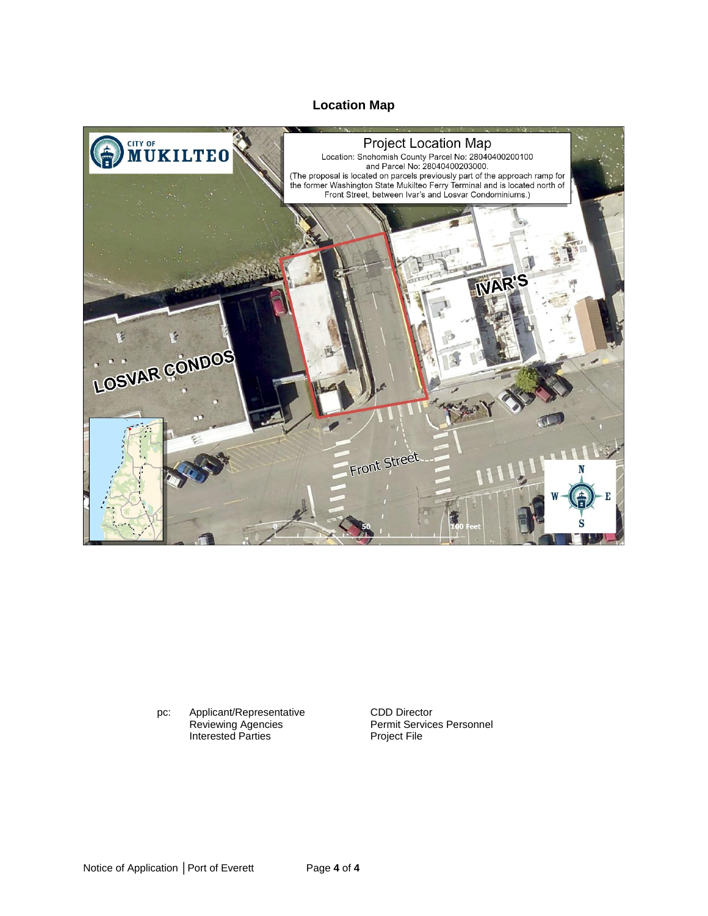## Location Map

CITY OF MUKILTEO

Project Location Map

Location: Snohomish County Parcel No: 28040400200100
and Parcel No: 28040400203000.
(The proposal is located on parcels previously part of the approach ramp for the former Washington State Mukilteo Ferry Terminal and is located north of Front Street, between Ivar's and Losvar Condominiums.)

IVAR'S

LOSVAR CONDOS

Front Street

0 50 100 Feet

N W E S

pc: Applicant/Representative
Reviewing Agencies
Interested Parties

CDD Director
Permit Services Personnel
Project File